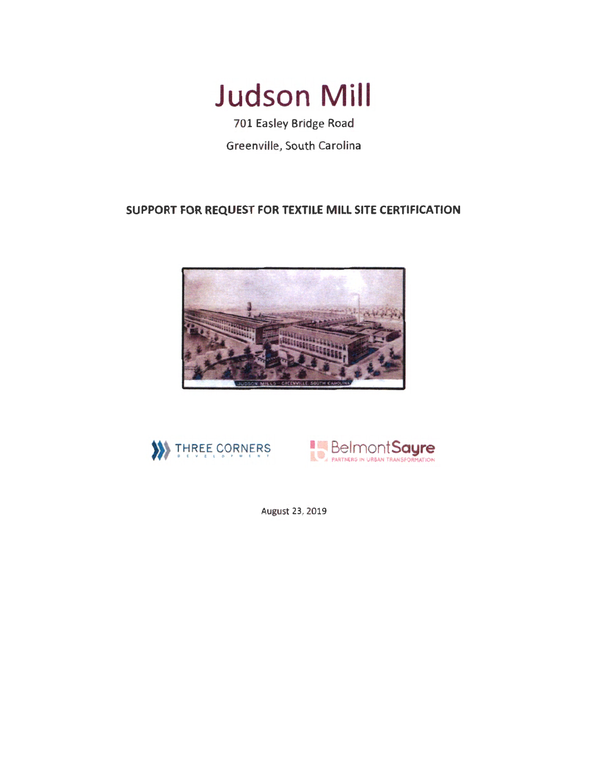# Judson Mill

701 Easley Bridge Road

Greenville, South Carolina

## SUPPORT FOR REQUEST FOR TEXTILE MILL SITE CERTIFICATION

JUDSON MILLS GREENVILLE, SOUTH CAROLINA

THREE CORNERS DEVELOPMENT

BelmontSayre PARTNERS IN URBAN TRANSFORMATION

August 23, 2019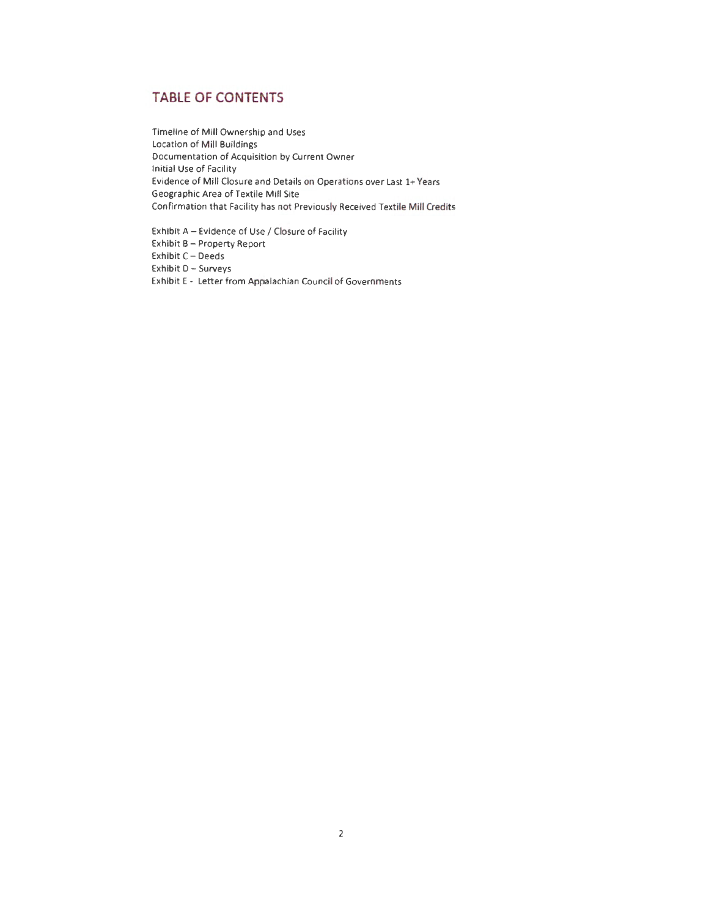## TABLE OF CONTENTS

Timeline of Mill Ownership and Uses
Location of Mill Buildings
Documentation of Acquisition by Current Owner
Initial Use of Facility
Evidence of Mill Closure and Details on Operations over Last 1+ Years
Geographic Area of Textile Mill Site
Confirmation that Facility has not Previously Received Textile Mill Credits

Exhibit A – Evidence of Use / Closure of Facility
Exhibit B – Property Report
Exhibit C – Deeds
Exhibit D – Surveys
Exhibit E - Letter from Appalachian Council of Governments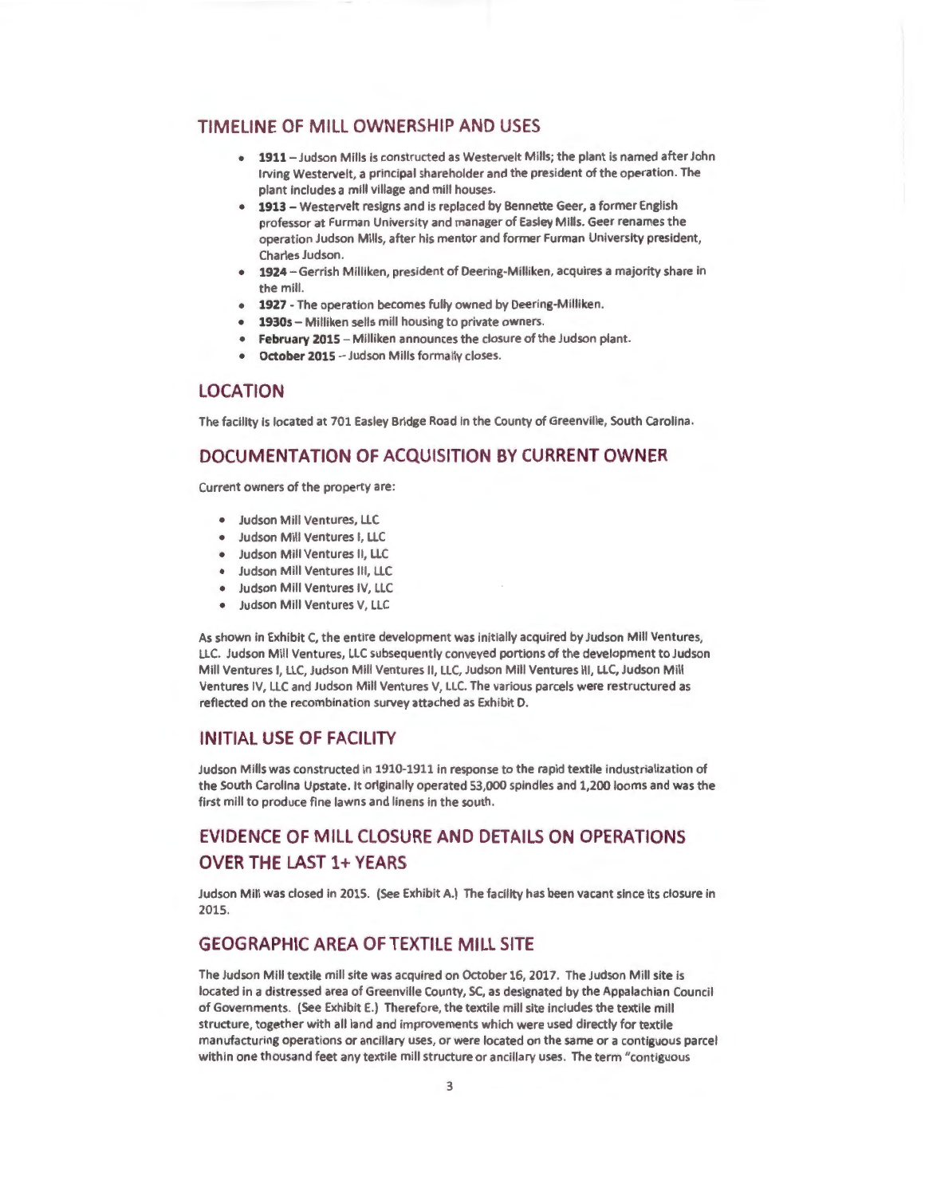## TIMELINE OF MILL OWNERSHIP AND USES

- **1911** – Judson Mills is constructed as Westervelt Mills; the plant is named after John Irving Westervelt, a principal shareholder and the president of the operation. The plant includes a mill village and mill houses.
- **1913** – Westervelt resigns and is replaced by Bennette Geer, a former English professor at Furman University and manager of Easley Mills. Geer renames the operation Judson Mills, after his mentor and former Furman University president, Charles Judson.
- **1924** – Gerrish Milliken, president of Deering-Milliken, acquires a majority share in the mill.
- **1927** - The operation becomes fully owned by Deering-Milliken.
- **1930s** – Milliken sells mill housing to private owners.
- **February 2015** – Milliken announces the closure of the Judson plant.
- **October 2015** -- Judson Mills formally closes.

## LOCATION

The facility is located at 701 Easley Bridge Road in the County of Greenville, South Carolina.

## DOCUMENTATION OF ACQUISITION BY CURRENT OWNER

Current owners of the property are:

- Judson Mill Ventures, LLC
- Judson Mill Ventures I, LLC
- Judson Mill Ventures II, LLC
- Judson Mill Ventures III, LLC
- Judson Mill Ventures IV, LLC
- Judson Mill Ventures V, LLC

As shown in Exhibit C, the entire development was initially acquired by Judson Mill Ventures, LLC. Judson Mill Ventures, LLC subsequently conveyed portions of the development to Judson Mill Ventures I, LLC, Judson Mill Ventures II, LLC, Judson Mill Ventures III, LLC, Judson Mill Ventures IV, LLC and Judson Mill Ventures V, LLC. The various parcels were restructured as reflected on the recombination survey attached as Exhibit D.

## INITIAL USE OF FACILITY

Judson Mills was constructed in 1910-1911 in response to the rapid textile industrialization of the South Carolina Upstate. It originally operated 53,000 spindles and 1,200 looms and was the first mill to produce fine lawns and linens in the south.

## EVIDENCE OF MILL CLOSURE AND DETAILS ON OPERATIONS OVER THE LAST 1+ YEARS

Judson Mill was closed in 2015. (See Exhibit A.) The facility has been vacant since its closure in 2015.

## GEOGRAPHIC AREA OF TEXTILE MILL SITE

The Judson Mill textile mill site was acquired on October 16, 2017. The Judson Mill site is located in a distressed area of Greenville County, SC, as designated by the Appalachian Council of Governments. (See Exhibit E.) Therefore, the textile mill site includes the textile mill structure, together with all land and improvements which were used directly for textile manufacturing operations or ancillary uses, or were located on the same or a contiguous parcel within one thousand feet any textile mill structure or ancillary uses. The term "contiguous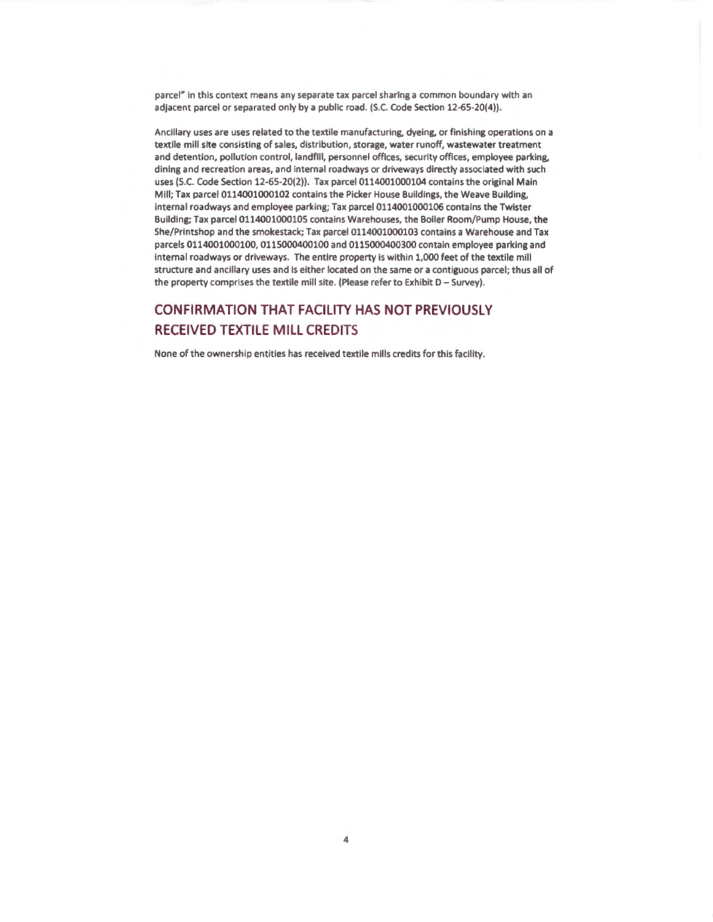parcel" in this context means any separate tax parcel sharing a common boundary with an adjacent parcel or separated only by a public road. (S.C. Code Section 12-65-20(4)).

Ancillary uses are uses related to the textile manufacturing, dyeing, or finishing operations on a textile mill site consisting of sales, distribution, storage, water runoff, wastewater treatment and detention, pollution control, landfill, personnel offices, security offices, employee parking, dining and recreation areas, and internal roadways or driveways directly associated with such uses (S.C. Code Section 12-65-20(2)). Tax parcel 0114001000104 contains the original Main Mill; Tax parcel 0114001000102 contains the Picker House Buildings, the Weave Building, internal roadways and employee parking; Tax parcel 0114001000106 contains the Twister Building; Tax parcel 0114001000105 contains Warehouses, the Boiler Room/Pump House, the She/Printshop and the smokestack; Tax parcel 0114001000103 contains a Warehouse and Tax parcels 0114001000100, 0115000400100 and 0115000400300 contain employee parking and internal roadways or driveways. The entire property is within 1,000 feet of the textile mill structure and ancillary uses and is either located on the same or a contiguous parcel; thus all of the property comprises the textile mill site. (Please refer to Exhibit D – Survey).

## CONFIRMATION THAT FACILITY HAS NOT PREVIOUSLY RECEIVED TEXTILE MILL CREDITS

None of the ownership entities has received textile mills credits for this facility.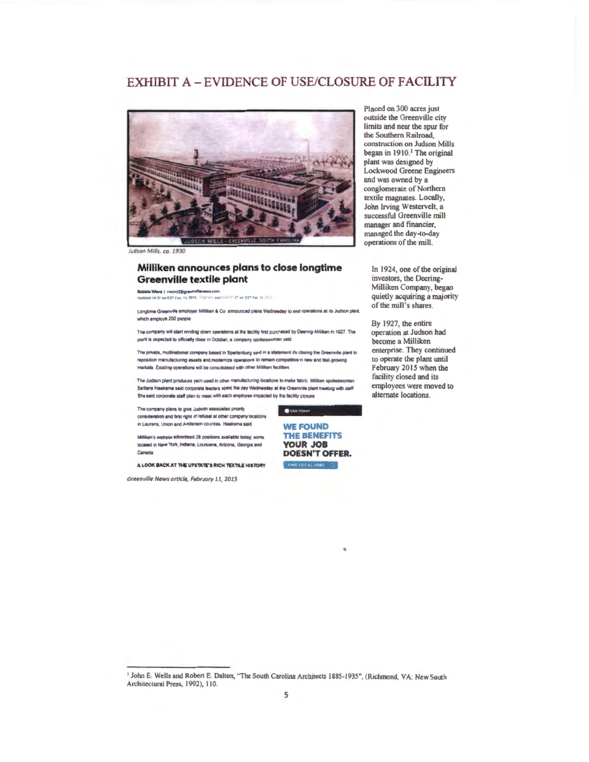# EXHIBIT A – EVIDENCE OF USE/CLOSURE OF FACILITY

JUDSON MILLS – GREENVILLE, SOUTH CAROLINA

*Judson Mills, ca. 1930*

Placed on 300 acres just outside the Greenville city limits and near the spur for the Southern Railroad, construction on Judson Mills began in 1910.[1] The original plant was designed by Lockwood Greene Engineers and was owned by a conglomerate of Northern textile magnates. Locally, John Irving Westervelt, a successful Greenville mill manager and financier, managed the day-to-day operations of the mill.

In 1924, one of the original investors, the Deering-Milliken Company, began quietly acquiring a majority of the mill's shares.

By 1927, the entire operation at Judson had become a Milliken enterprise. They continued to operate the plant until February 2015 when the facility closed and its employees were moved to alternate locations.

## Milliken announces plans to close longtime Greenville textile plant

Robbie Ward | rward2@greenvillenews.com

Longtime Greenville employer Milliken & Co. announced plans Wednesday to end operations at its Judson plant, which employs 200 people.

The company will start winding down operations at the facility first purchased by Deering-Milliken in 1927. The plant is expected to officially close in October, a company spokeswoman said.

The private, multinational company based in Spartanburg said in a statement it's closing the Greenville plant to reposition manufacturing assets and modernize operations to remain competitive in new and fast-growing markets. Existing operations will be consolidated with other Milliken facilities.

The Judson plant produces yarn used in other manufacturing locations to make fabric. Milliken spokeswoman Barbara Haaksma said corporate leaders spent the day Wednesday at the Greenville plant meeting with staff. She said corporate staff plan to meet with each employee impacted by the facility closure.

The company plans to give Judson associates priority consideration and first right of refusal at other company locations in Laurens, Union and Anderson counties, Haaksma said.

Milliken's website advertised 28 positions available today, some located in New York, Indiana, Louisiana, Arizona, Georgia and Canada.

A LOOK BACK AT THE UPSTATE'S RICH TEXTILE HISTORY

USA TODAY

WE FOUND THE BENEFITS YOUR JOB DOESN'T OFFER.

FIND LOCAL JOBS

*Greenville News article, February 11, 2015*

---

[1] John E. Wells and Robert E. Dalton, "The South Carolina Architects 1885-1935", (Richmond, VA: New South Architectural Press, 1992), 110.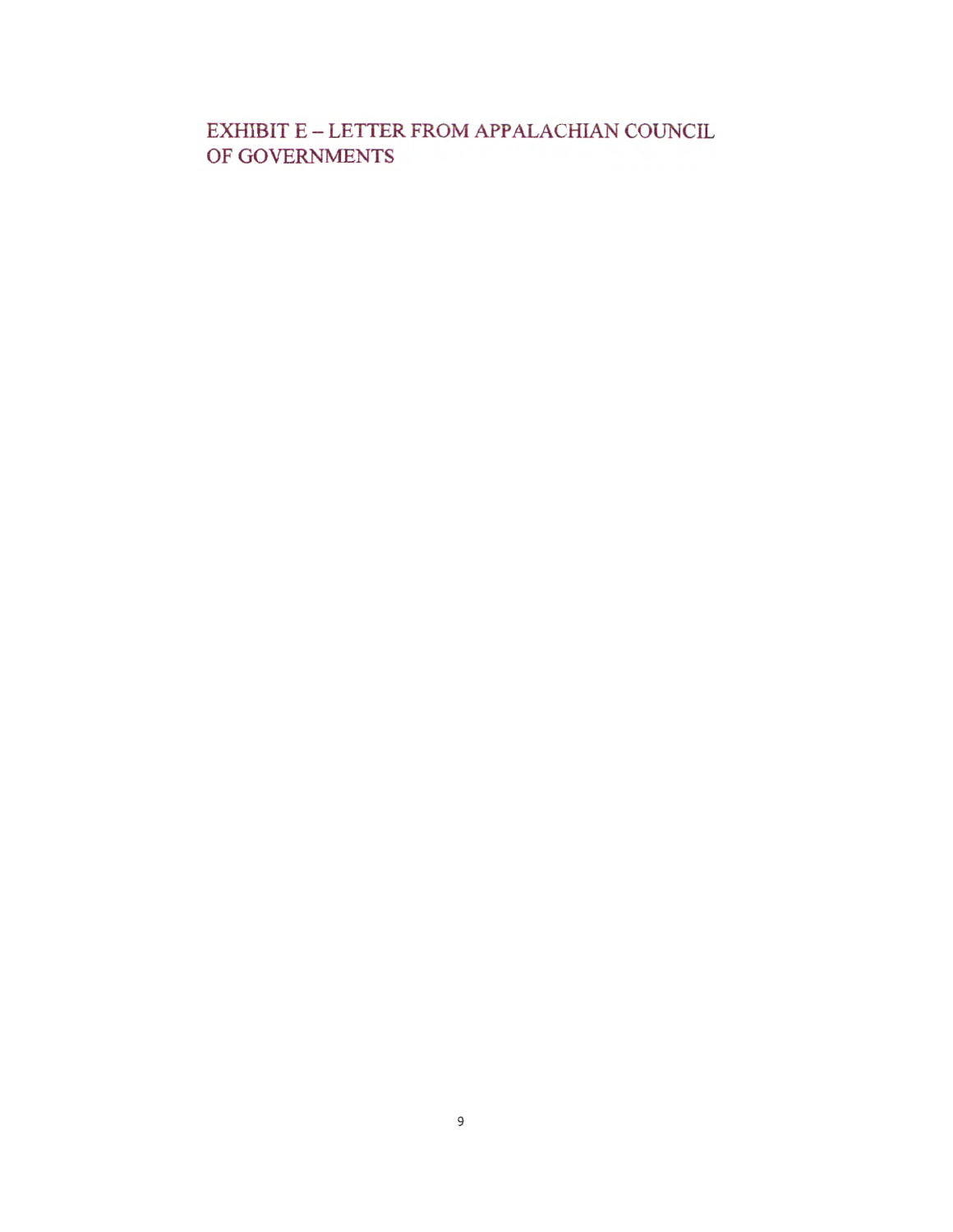# EXHIBIT E – LETTER FROM APPALACHIAN COUNCIL OF GOVERNMENTS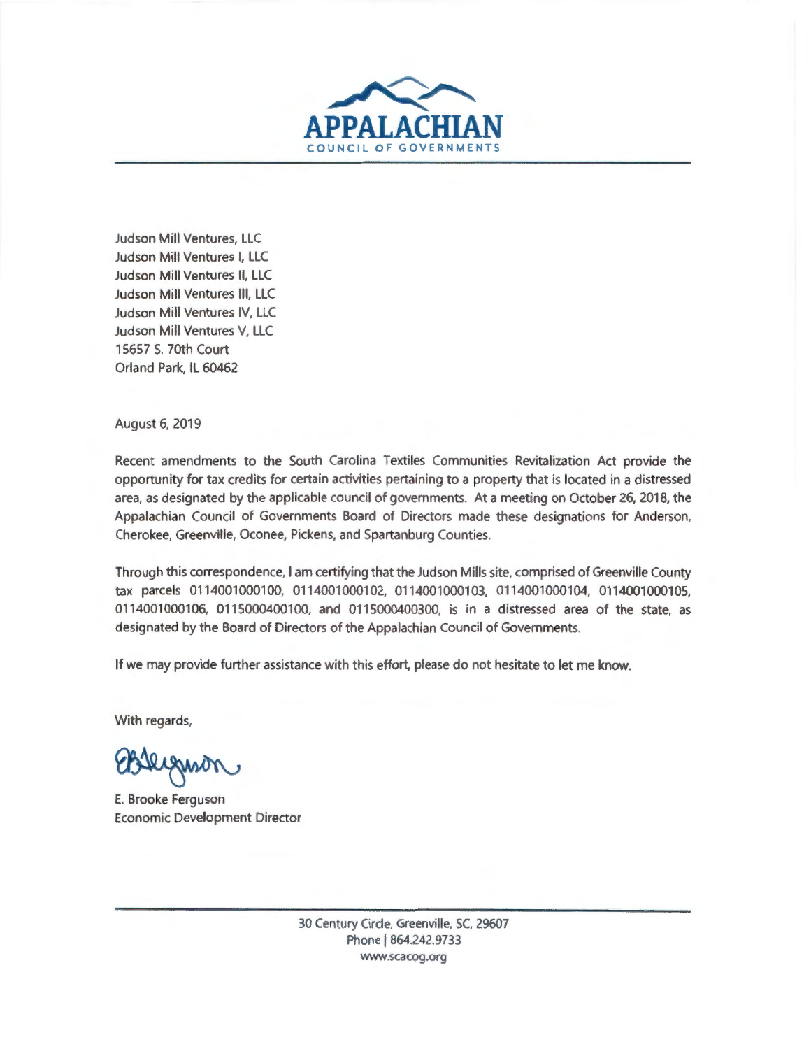**APPALACHIAN**
COUNCIL OF GOVERNMENTS

Judson Mill Ventures, LLC
Judson Mill Ventures I, LLC
Judson Mill Ventures II, LLC
Judson Mill Ventures III, LLC
Judson Mill Ventures IV, LLC
Judson Mill Ventures V, LLC
15657 S. 70th Court
Orland Park, IL 60462

August 6, 2019

Recent amendments to the South Carolina Textiles Communities Revitalization Act provide the opportunity for tax credits for certain activities pertaining to a property that is located in a distressed area, as designated by the applicable council of governments. At a meeting on October 26, 2018, the Appalachian Council of Governments Board of Directors made these designations for Anderson, Cherokee, Greenville, Oconee, Pickens, and Spartanburg Counties.

Through this correspondence, I am certifying that the Judson Mills site, comprised of Greenville County tax parcels 0114001000100, 0114001000102, 0114001000103, 0114001000104, 0114001000105, 0114001000106, 0115000400100, and 0115000400300, is in a distressed area of the state, as designated by the Board of Directors of the Appalachian Council of Governments.

If we may provide further assistance with this effort, please do not hesitate to let me know.

With regards,

E. Brooke Ferguson
Economic Development Director

30 Century Circle, Greenville, SC, 29607
Phone | 864.242.9733
www.scacog.org